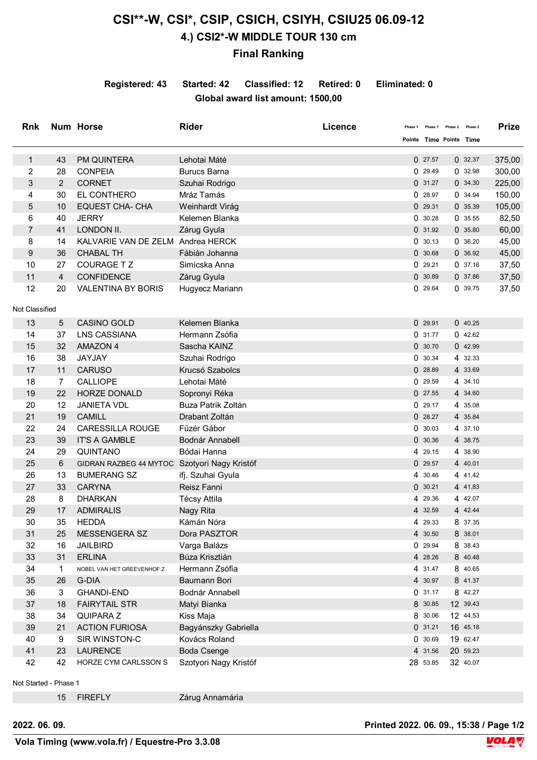# CSI**-W, CSI*, CSIP, CSICH, CSIYH, CSIU25 06.09-12

## 4.) CSI2*-W MIDDLE TOUR 130 cm

## Final Ranking

**Registered: 43 Started: 42 Classified: 12 Retired: 0 Eliminated: 0**

**Global award list amount: 1500,00**

| Rnk | Num | Horse | Rider | Licence | Phase 1 Points | Phase 1 Time | Phase 2 Points | Phase 2 Time | Prize |
|---|---|---|---|---|---|---|---|---|---|
| 1 | 43 | PM QUINTERA | Lehotai Máté | | 0 | 27.57 | 0 | 32.37 | 375,00 |
| 2 | 28 | CONPEIA | Burucs Barna | | 0 | 29.49 | 0 | 32.98 | 300,00 |
| 3 | 2 | CORNET | Szuhai Rodrigo | | 0 | 31.27 | 0 | 34.30 | 225,00 |
| 4 | 30 | EL CONTHERO | Mráz Tamás | | 0 | 28.97 | 0 | 34.94 | 150,00 |
| 5 | 10 | EQUEST CHA- CHA | Weinhardt Virág | | 0 | 29.31 | 0 | 35.39 | 105,00 |
| 6 | 40 | JERRY | Kelemen Blanka | | 0 | 30.28 | 0 | 35.55 | 82,50 |
| 7 | 41 | LONDON II. | Zárug Gyula | | 0 | 31.92 | 0 | 35.80 | 60,00 |
| 8 | 14 | KALVARIE VAN DE ZELM | Andrea HERCK | | 0 | 30.13 | 0 | 36.20 | 45,00 |
| 9 | 36 | CHABAL TH | Fábián Johanna | | 0 | 30.68 | 0 | 36.92 | 45,00 |
| 10 | 27 | COURAGE T Z | Simicska Anna | | 0 | 29.21 | 0 | 37.16 | 37,50 |
| 11 | 4 | CONFIDENCE | Zárug Gyula | | 0 | 30.89 | 0 | 37.86 | 37,50 |
| 12 | 20 | VALENTINA BY BORIS | Hugyecz Mariann | | 0 | 29.64 | 0 | 39.75 | 37,50 |

Not Classified

| Rnk | Num | Horse | Rider | Licence | Phase 1 Points | Phase 1 Time | Phase 2 Points | Phase 2 Time | Prize |
|---|---|---|---|---|---|---|---|---|---|
| 13 | 5 | CASINO GOLD | Kelemen Blanka | | 0 | 29.91 | 0 | 40.25 | |
| 14 | 37 | LNS CASSIANA | Hermann Zsófia | | 0 | 31.77 | 0 | 42.62 | |
| 15 | 32 | AMAZON 4 | Sascha KAINZ | | 0 | 30.70 | 0 | 42.99 | |
| 16 | 38 | JAYJAY | Szuhai Rodrigo | | 0 | 30.34 | 4 | 32.33 | |
| 17 | 11 | CARUSO | Krucsó Szabolcs | | 0 | 28.89 | 4 | 33.69 | |
| 18 | 7 | CALLIOPE | Lehotai Máté | | 0 | 29.59 | 4 | 34.10 | |
| 19 | 22 | HORZE DONALD | Sopronyi Réka | | 0 | 27.55 | 4 | 34.60 | |
| 20 | 12 | JANIETA VDL | Buza Patrik Zoltán | | 0 | 29.17 | 4 | 35.08 | |
| 21 | 19 | CAMILL | Drabant Zoltán | | 0 | 28.27 | 4 | 35.84 | |
| 22 | 24 | CARESSILLA ROUGE | Füzér Gábor | | 0 | 30.03 | 4 | 37.10 | |
| 23 | 39 | IT'S A GAMBLE | Bodnár Annabell | | 0 | 30.36 | 4 | 38.75 | |
| 24 | 29 | QUINTANO | Bódai Hanna | | 4 | 29.15 | 4 | 38.90 | |
| 25 | 6 | GIDRAN RAZBEG 44 MYTOC | Szotyori Nagy Kristóf | | 0 | 29.57 | 4 | 40.01 | |
| 26 | 13 | BUMERANG SZ | ifj. Szuhai Gyula | | 4 | 30.46 | 4 | 41.42 | |
| 27 | 33 | CARYNA | Reisz Fanni | | 0 | 30.21 | 4 | 41.83 | |
| 28 | 8 | DHARKAN | Técsy Attila | | 4 | 29.36 | 4 | 42.07 | |
| 29 | 17 | ADMIRALIS | Nagy Rita | | 4 | 32.59 | 4 | 42.44 | |
| 30 | 35 | HEDDA | Kámán Nóra | | 4 | 29.33 | 8 | 37.35 | |
| 31 | 25 | MESSENGERA SZ | Dora PASZTOR | | 4 | 30.50 | 8 | 38.01 | |
| 32 | 16 | JAILBIRD | Varga Balázs | | 0 | 29.94 | 8 | 38.43 | |
| 33 | 31 | ERLINA | Búza Krisztián | | 4 | 28.26 | 8 | 40.48 | |
| 34 | 1 | NOBEL VAN HET GREEVENHOF Z | Hermann Zsófia | | 4 | 31.47 | 8 | 40.65 | |
| 35 | 26 | G-DIA | Baumann Bori | | 4 | 30.97 | 8 | 41.37 | |
| 36 | 3 | GHANDI-END | Bodnár Annabell | | 0 | 31.17 | 8 | 42.27 | |
| 37 | 18 | FAIRYTAIL STR | Matyi Bianka | | 8 | 30.85 | 12 | 39.43 | |
| 38 | 34 | QUIPARA Z | Kiss Maja | | 8 | 30.06 | 12 | 44.53 | |
| 39 | 21 | ACTION FURIOSA | Bagyánszky Gabriella | | 0 | 31.21 | 16 | 45.18 | |
| 40 | 9 | SIR WINSTON-C | Kovács Roland | | 0 | 30.69 | 19 | 62.47 | |
| 41 | 23 | LAURENCE | Boda Csenge | | 4 | 31.56 | 20 | 59.23 | |
| 42 | 42 | HORZE CYM CARLSSON S | Szotyori Nagy Kristóf | | 28 | 53.85 | 32 | 40.07 | |

Not Started - Phase 1

| Rnk | Num | Horse | Rider | Licence | Phase 1 Points | Phase 1 Time | Phase 2 Points | Phase 2 Time | Prize |
|---|---|---|---|---|---|---|---|---|---|
| | 15 | FIREFLY | Zárug Annamária | | | | | | |

**2022. 06. 09.**

**Printed 2022. 06. 09., 15:38**

**Vola Timing (www.vola.fr) / Equestre-Pro 3.3.08**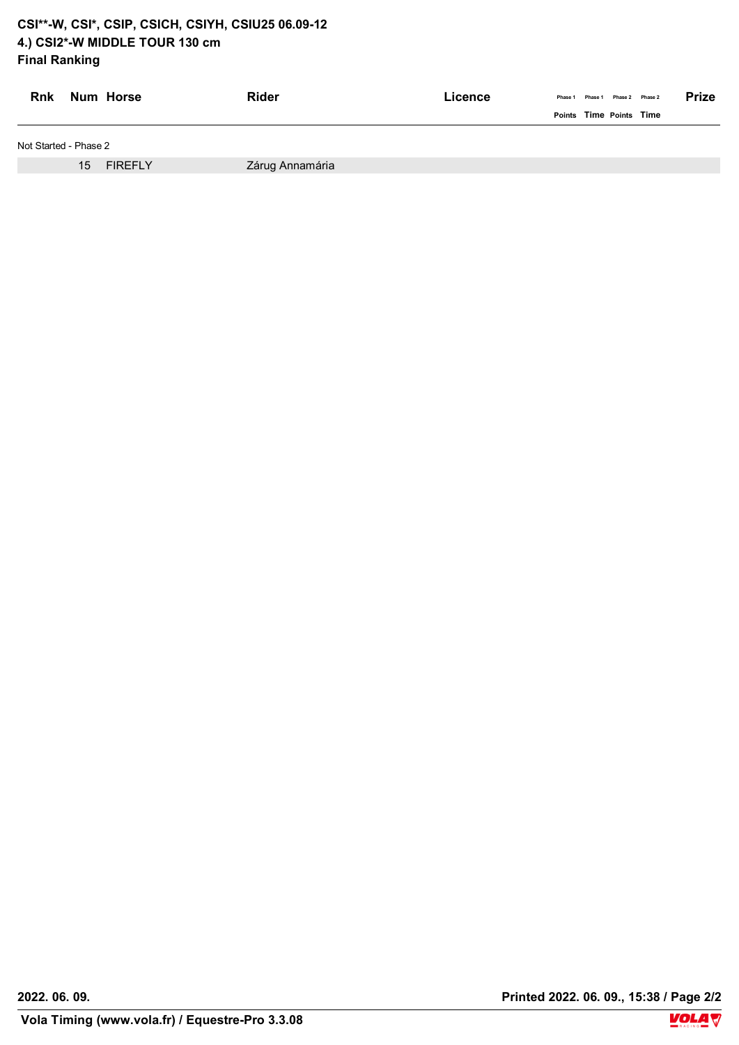**CSI**-W, CSI*, CSIP, CSICH, CSIYH, CSIU25 06.09-12**

**4.) CSI2*-W MIDDLE TOUR 130 cm**

**Final Ranking**

| Rnk | Num | Horse | Rider | Licence | Phase 1 Points | Phase 1 Time | Phase 2 Points | Phase 2 Time | Prize |
|---|---|---|---|---|---|---|---|---|---|
| Not Started - Phase 2 | | | | | | | | | |
| | 15 | FIREFLY | Zárug Annamária | | | | | | |

2022. 06. 09.

Printed 2022. 06. 09., 15:38

Vola Timing (www.vola.fr) / Equestre-Pro 3.3.08